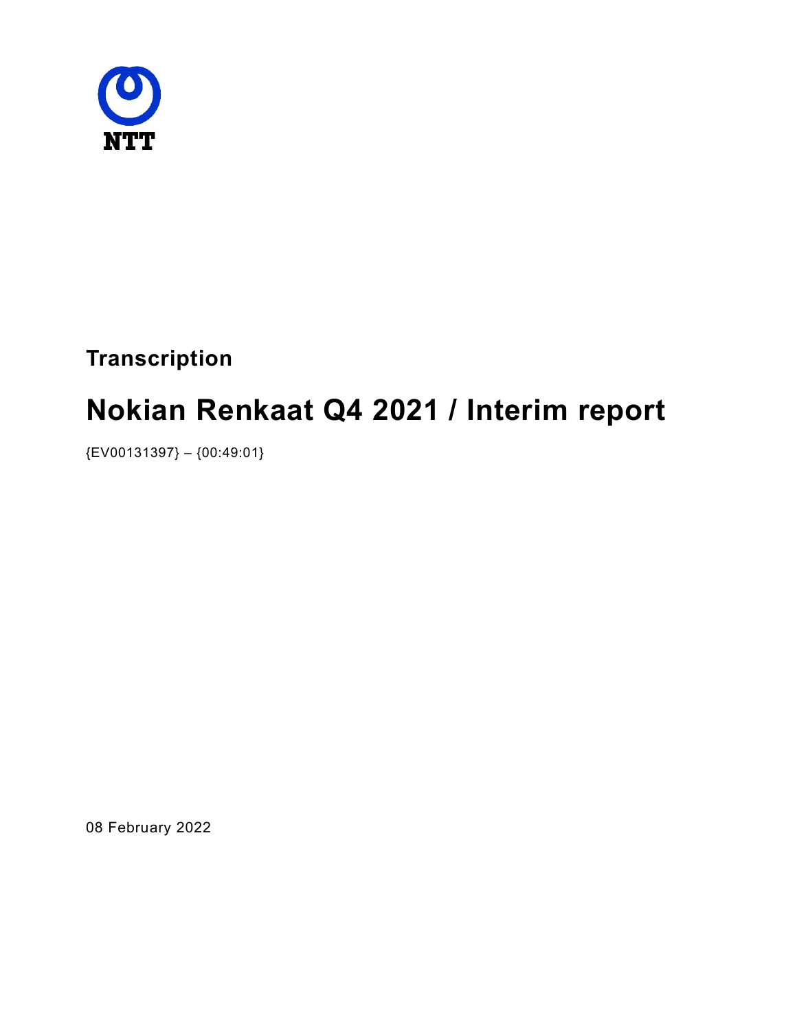NTT

**Transcription**

# Nokian Renkaat Q4 2021 / Interim report

{EV00131397} – {00:49:01}

08 February 2022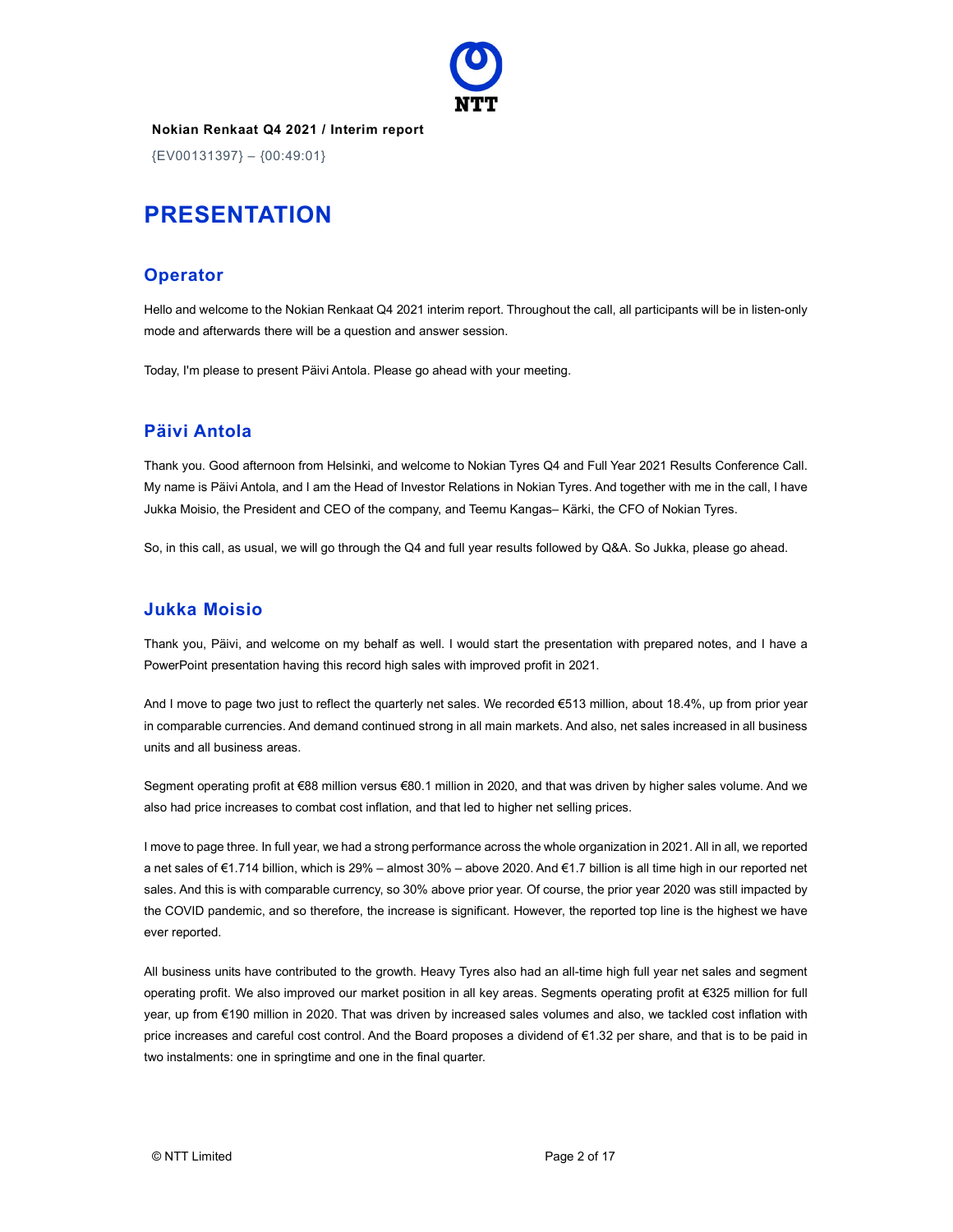**Nokian Renkaat Q4 2021 / Interim report**

{EV00131397} – {00:49:01}

# PRESENTATION

## Operator

Hello and welcome to the Nokian Renkaat Q4 2021 interim report. Throughout the call, all participants will be in listen-only mode and afterwards there will be a question and answer session.

Today, I'm please to present Päivi Antola. Please go ahead with your meeting.

## Päivi Antola

Thank you. Good afternoon from Helsinki, and welcome to Nokian Tyres Q4 and Full Year 2021 Results Conference Call. My name is Päivi Antola, and I am the Head of Investor Relations in Nokian Tyres. And together with me in the call, I have Jukka Moisio, the President and CEO of the company, and Teemu Kangas– Kärki, the CFO of Nokian Tyres.

So, in this call, as usual, we will go through the Q4 and full year results followed by Q&A. So Jukka, please go ahead.

## Jukka Moisio

Thank you, Päivi, and welcome on my behalf as well. I would start the presentation with prepared notes, and I have a PowerPoint presentation having this record high sales with improved profit in 2021.

And I move to page two just to reflect the quarterly net sales. We recorded €513 million, about 18.4%, up from prior year in comparable currencies. And demand continued strong in all main markets. And also, net sales increased in all business units and all business areas.

Segment operating profit at €88 million versus €80.1 million in 2020, and that was driven by higher sales volume. And we also had price increases to combat cost inflation, and that led to higher net selling prices.

I move to page three. In full year, we had a strong performance across the whole organization in 2021. All in all, we reported a net sales of €1.714 billion, which is 29% – almost 30% – above 2020. And €1.7 billion is all time high in our reported net sales. And this is with comparable currency, so 30% above prior year. Of course, the prior year 2020 was still impacted by the COVID pandemic, and so therefore, the increase is significant. However, the reported top line is the highest we have ever reported.

All business units have contributed to the growth. Heavy Tyres also had an all-time high full year net sales and segment operating profit. We also improved our market position in all key areas. Segments operating profit at €325 million for full year, up from €190 million in 2020. That was driven by increased sales volumes and also, we tackled cost inflation with price increases and careful cost control. And the Board proposes a dividend of €1.32 per share, and that is to be paid in two instalments: one in springtime and one in the final quarter.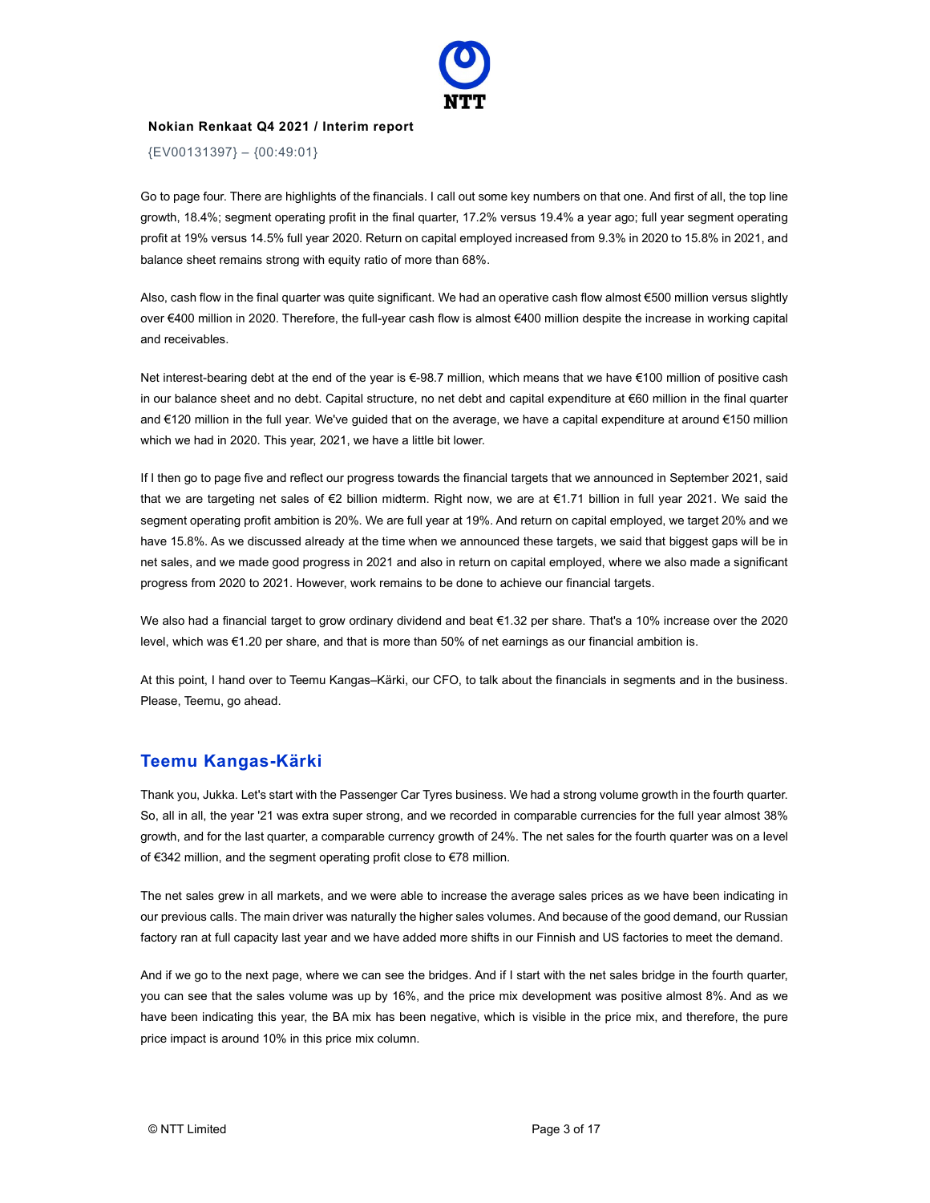Go to page four. There are highlights of the financials. I call out some key numbers on that one. And first of all, the top line growth, 18.4%; segment operating profit in the final quarter, 17.2% versus 19.4% a year ago; full year segment operating profit at 19% versus 14.5% full year 2020. Return on capital employed increased from 9.3% in 2020 to 15.8% in 2021, and balance sheet remains strong with equity ratio of more than 68%.

Also, cash flow in the final quarter was quite significant. We had an operative cash flow almost €500 million versus slightly over €400 million in 2020. Therefore, the full-year cash flow is almost €400 million despite the increase in working capital and receivables.

Net interest-bearing debt at the end of the year is €-98.7 million, which means that we have €100 million of positive cash in our balance sheet and no debt. Capital structure, no net debt and capital expenditure at €60 million in the final quarter and €120 million in the full year. We've guided that on the average, we have a capital expenditure at around €150 million which we had in 2020. This year, 2021, we have a little bit lower.

If I then go to page five and reflect our progress towards the financial targets that we announced in September 2021, said that we are targeting net sales of €2 billion midterm. Right now, we are at €1.71 billion in full year 2021. We said the segment operating profit ambition is 20%. We are full year at 19%. And return on capital employed, we target 20% and we have 15.8%. As we discussed already at the time when we announced these targets, we said that biggest gaps will be in net sales, and we made good progress in 2021 and also in return on capital employed, where we also made a significant progress from 2020 to 2021. However, work remains to be done to achieve our financial targets.

We also had a financial target to grow ordinary dividend and beat €1.32 per share. That's a 10% increase over the 2020 level, which was €1.20 per share, and that is more than 50% of net earnings as our financial ambition is.

At this point, I hand over to Teemu Kangas–Kärki, our CFO, to talk about the financials in segments and in the business. Please, Teemu, go ahead.

## Teemu Kangas-Kärki

Thank you, Jukka. Let's start with the Passenger Car Tyres business. We had a strong volume growth in the fourth quarter. So, all in all, the year '21 was extra super strong, and we recorded in comparable currencies for the full year almost 38% growth, and for the last quarter, a comparable currency growth of 24%. The net sales for the fourth quarter was on a level of €342 million, and the segment operating profit close to €78 million.

The net sales grew in all markets, and we were able to increase the average sales prices as we have been indicating in our previous calls. The main driver was naturally the higher sales volumes. And because of the good demand, our Russian factory ran at full capacity last year and we have added more shifts in our Finnish and US factories to meet the demand.

And if we go to the next page, where we can see the bridges. And if I start with the net sales bridge in the fourth quarter, you can see that the sales volume was up by 16%, and the price mix development was positive almost 8%. And as we have been indicating this year, the BA mix has been negative, which is visible in the price mix, and therefore, the pure price impact is around 10% in this price mix column.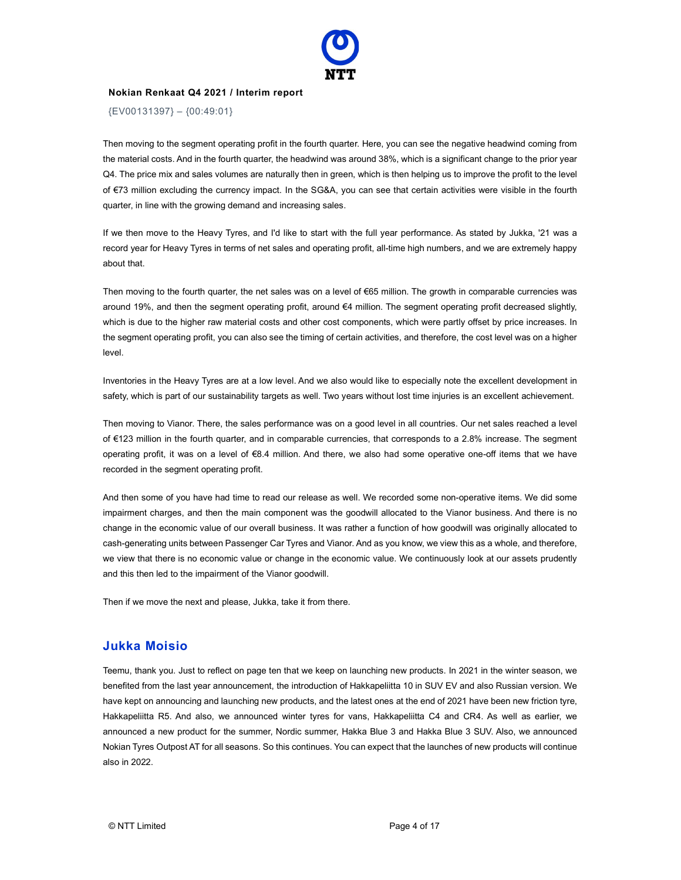Then moving to the segment operating profit in the fourth quarter. Here, you can see the negative headwind coming from the material costs. And in the fourth quarter, the headwind was around 38%, which is a significant change to the prior year Q4. The price mix and sales volumes are naturally then in green, which is then helping us to improve the profit to the level of €73 million excluding the currency impact. In the SG&A, you can see that certain activities were visible in the fourth quarter, in line with the growing demand and increasing sales.

If we then move to the Heavy Tyres, and I'd like to start with the full year performance. As stated by Jukka, '21 was a record year for Heavy Tyres in terms of net sales and operating profit, all-time high numbers, and we are extremely happy about that.

Then moving to the fourth quarter, the net sales was on a level of €65 million. The growth in comparable currencies was around 19%, and then the segment operating profit, around €4 million. The segment operating profit decreased slightly, which is due to the higher raw material costs and other cost components, which were partly offset by price increases. In the segment operating profit, you can also see the timing of certain activities, and therefore, the cost level was on a higher level.

Inventories in the Heavy Tyres are at a low level. And we also would like to especially note the excellent development in safety, which is part of our sustainability targets as well. Two years without lost time injuries is an excellent achievement.

Then moving to Vianor. There, the sales performance was on a good level in all countries. Our net sales reached a level of €123 million in the fourth quarter, and in comparable currencies, that corresponds to a 2.8% increase. The segment operating profit, it was on a level of €8.4 million. And there, we also had some operative one-off items that we have recorded in the segment operating profit.

And then some of you have had time to read our release as well. We recorded some non-operative items. We did some impairment charges, and then the main component was the goodwill allocated to the Vianor business. And there is no change in the economic value of our overall business. It was rather a function of how goodwill was originally allocated to cash-generating units between Passenger Car Tyres and Vianor. And as you know, we view this as a whole, and therefore, we view that there is no economic value or change in the economic value. We continuously look at our assets prudently and this then led to the impairment of the Vianor goodwill.

Then if we move the next and please, Jukka, take it from there.

## Jukka Moisio

Teemu, thank you. Just to reflect on page ten that we keep on launching new products. In 2021 in the winter season, we benefited from the last year announcement, the introduction of Hakkapeliitta 10 in SUV EV and also Russian version. We have kept on announcing and launching new products, and the latest ones at the end of 2021 have been new friction tyre, Hakkapeliitta R5. And also, we announced winter tyres for vans, Hakkapeliitta C4 and CR4. As well as earlier, we announced a new product for the summer, Nordic summer, Hakka Blue 3 and Hakka Blue 3 SUV. Also, we announced Nokian Tyres Outpost AT for all seasons. So this continues. You can expect that the launches of new products will continue also in 2022.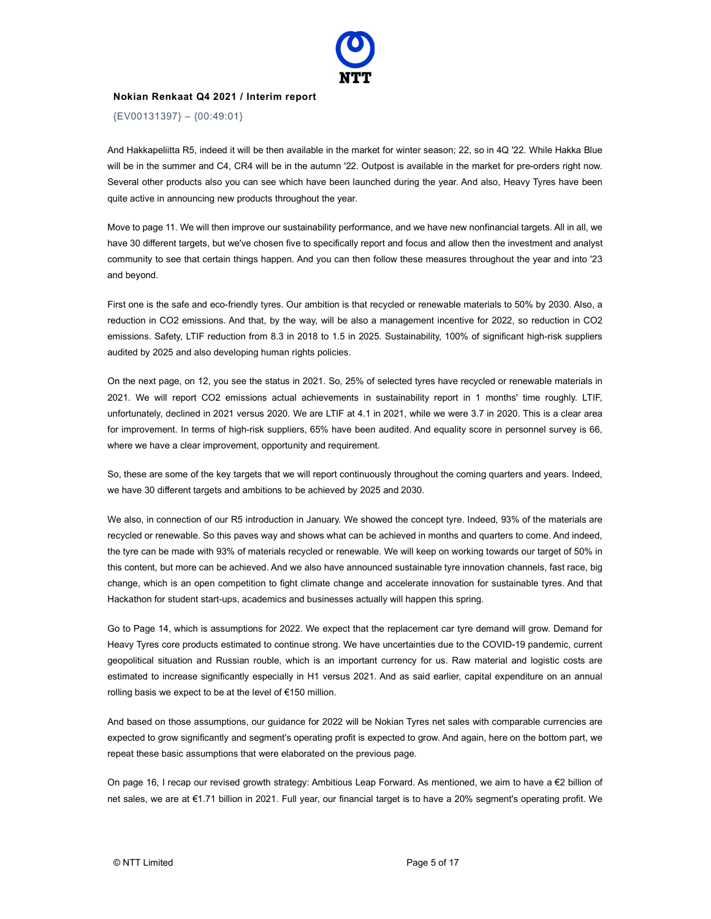**Nokian Renkaat Q4 2021 / Interim report**

{EV00131397} – {00:49:01}

And Hakkapeliitta R5, indeed it will be then available in the market for winter season; 22, so in 4Q '22. While Hakka Blue will be in the summer and C4, CR4 will be in the autumn '22. Outpost is available in the market for pre-orders right now. Several other products also you can see which have been launched during the year. And also, Heavy Tyres have been quite active in announcing new products throughout the year.

Move to page 11. We will then improve our sustainability performance, and we have new nonfinancial targets. All in all, we have 30 different targets, but we've chosen five to specifically report and focus and allow then the investment and analyst community to see that certain things happen. And you can then follow these measures throughout the year and into '23 and beyond.

First one is the safe and eco-friendly tyres. Our ambition is that recycled or renewable materials to 50% by 2030. Also, a reduction in CO2 emissions. And that, by the way, will be also a management incentive for 2022, so reduction in CO2 emissions. Safety, LTIF reduction from 8.3 in 2018 to 1.5 in 2025. Sustainability, 100% of significant high-risk suppliers audited by 2025 and also developing human rights policies.

On the next page, on 12, you see the status in 2021. So, 25% of selected tyres have recycled or renewable materials in 2021. We will report CO2 emissions actual achievements in sustainability report in 1 months' time roughly. LTIF, unfortunately, declined in 2021 versus 2020. We are LTIF at 4.1 in 2021, while we were 3.7 in 2020. This is a clear area for improvement. In terms of high-risk suppliers, 65% have been audited. And equality score in personnel survey is 66, where we have a clear improvement, opportunity and requirement.

So, these are some of the key targets that we will report continuously throughout the coming quarters and years. Indeed, we have 30 different targets and ambitions to be achieved by 2025 and 2030.

We also, in connection of our R5 introduction in January. We showed the concept tyre. Indeed, 93% of the materials are recycled or renewable. So this paves way and shows what can be achieved in months and quarters to come. And indeed, the tyre can be made with 93% of materials recycled or renewable. We will keep on working towards our target of 50% in this content, but more can be achieved. And we also have announced sustainable tyre innovation channels, fast race, big change, which is an open competition to fight climate change and accelerate innovation for sustainable tyres. And that Hackathon for student start-ups, academics and businesses actually will happen this spring.

Go to Page 14, which is assumptions for 2022. We expect that the replacement car tyre demand will grow. Demand for Heavy Tyres core products estimated to continue strong. We have uncertainties due to the COVID-19 pandemic, current geopolitical situation and Russian rouble, which is an important currency for us. Raw material and logistic costs are estimated to increase significantly especially in H1 versus 2021. And as said earlier, capital expenditure on an annual rolling basis we expect to be at the level of €150 million.

And based on those assumptions, our guidance for 2022 will be Nokian Tyres net sales with comparable currencies are expected to grow significantly and segment's operating profit is expected to grow. And again, here on the bottom part, we repeat these basic assumptions that were elaborated on the previous page.

On page 16, I recap our revised growth strategy: Ambitious Leap Forward. As mentioned, we aim to have a €2 billion of net sales, we are at €1.71 billion in 2021. Full year, our financial target is to have a 20% segment's operating profit. We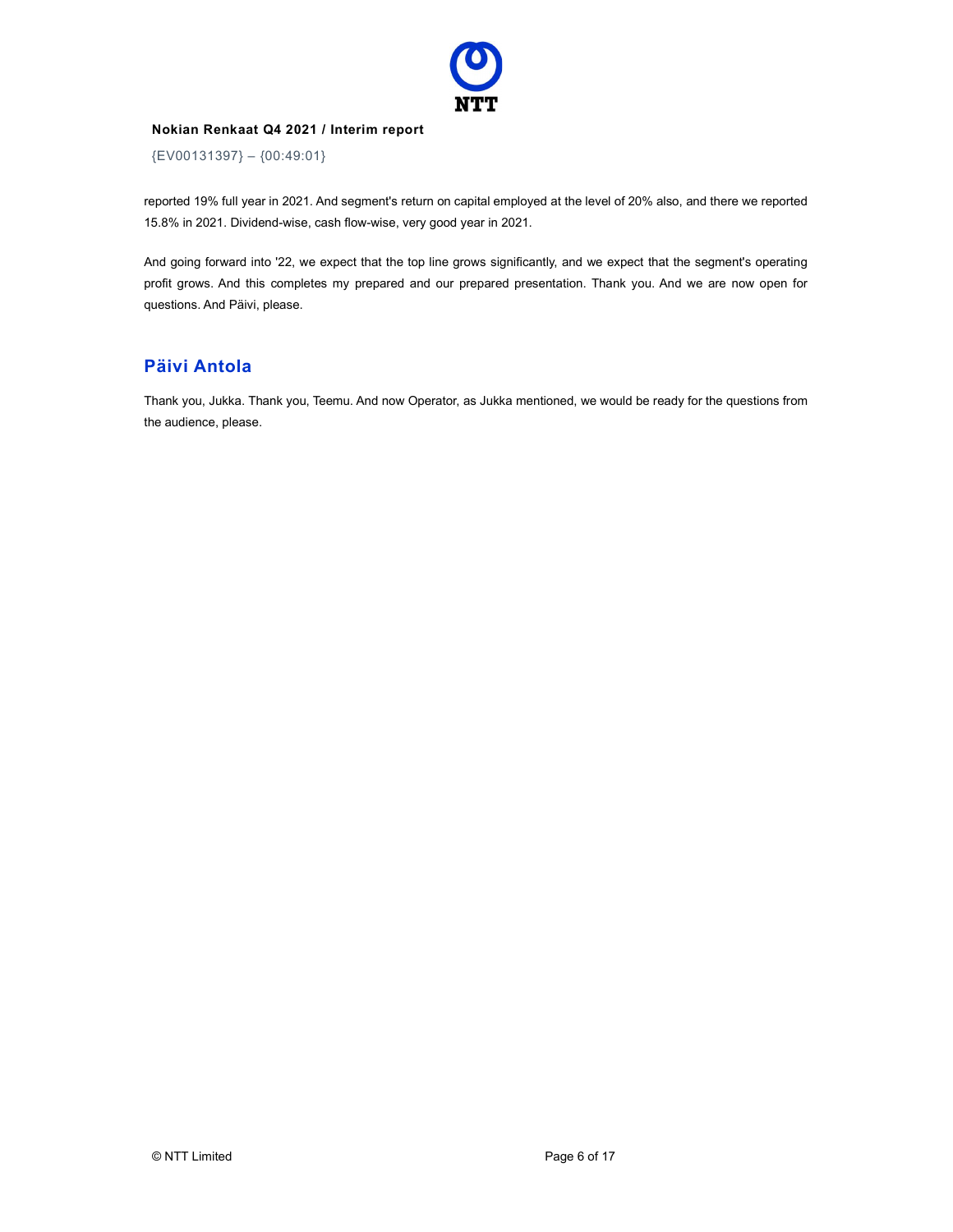reported 19% full year in 2021. And segment's return on capital employed at the level of 20% also, and there we reported 15.8% in 2021. Dividend-wise, cash flow-wise, very good year in 2021.

And going forward into '22, we expect that the top line grows significantly, and we expect that the segment's operating profit grows. And this completes my prepared and our prepared presentation. Thank you. And we are now open for questions. And Päivi, please.

## Päivi Antola

Thank you, Jukka. Thank you, Teemu. And now Operator, as Jukka mentioned, we would be ready for the questions from the audience, please.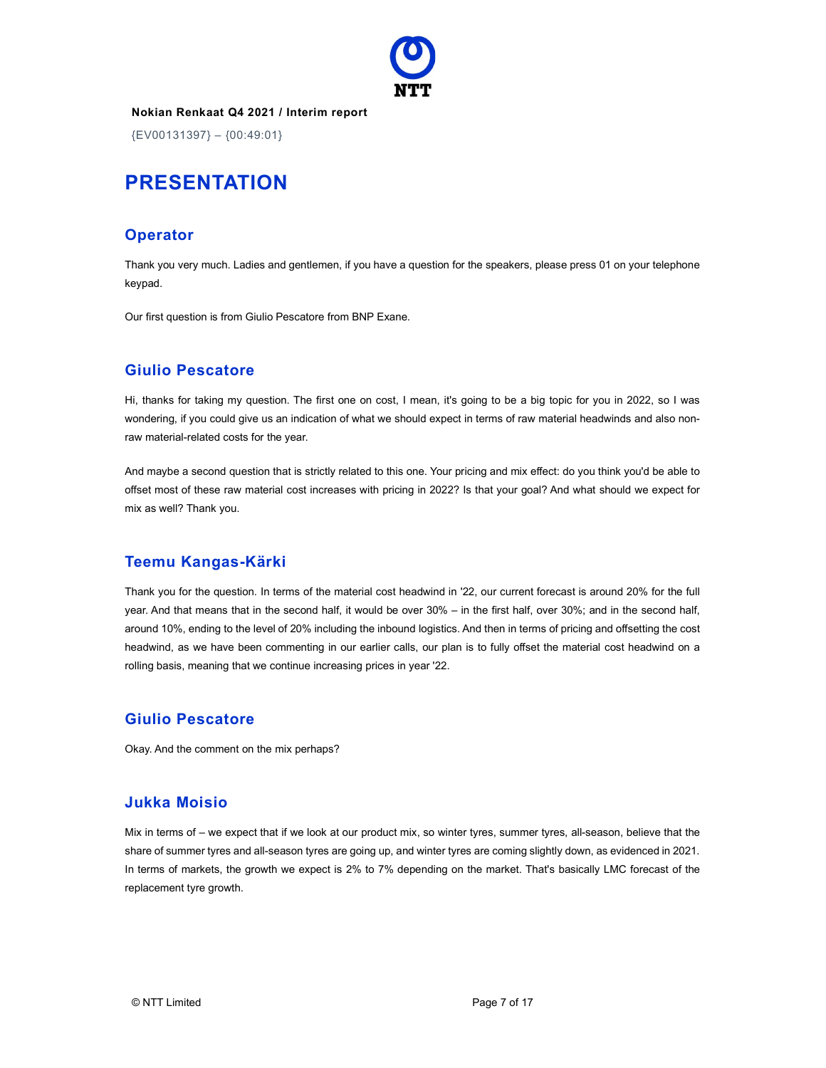**Nokian Renkaat Q4 2021 / Interim report**

{EV00131397} – {00:49:01}

# PRESENTATION

## Operator

Thank you very much. Ladies and gentlemen, if you have a question for the speakers, please press 01 on your telephone keypad.

Our first question is from Giulio Pescatore from BNP Exane.

## Giulio Pescatore

Hi, thanks for taking my question. The first one on cost, I mean, it's going to be a big topic for you in 2022, so I was wondering, if you could give us an indication of what we should expect in terms of raw material headwinds and also non-raw material-related costs for the year.

And maybe a second question that is strictly related to this one. Your pricing and mix effect: do you think you'd be able to offset most of these raw material cost increases with pricing in 2022? Is that your goal? And what should we expect for mix as well? Thank you.

## Teemu Kangas-Kärki

Thank you for the question. In terms of the material cost headwind in '22, our current forecast is around 20% for the full year. And that means that in the second half, it would be over 30% – in the first half, over 30%; and in the second half, around 10%, ending to the level of 20% including the inbound logistics. And then in terms of pricing and offsetting the cost headwind, as we have been commenting in our earlier calls, our plan is to fully offset the material cost headwind on a rolling basis, meaning that we continue increasing prices in year '22.

## Giulio Pescatore

Okay. And the comment on the mix perhaps?

## Jukka Moisio

Mix in terms of – we expect that if we look at our product mix, so winter tyres, summer tyres, all-season, believe that the share of summer tyres and all-season tyres are going up, and winter tyres are coming slightly down, as evidenced in 2021. In terms of markets, the growth we expect is 2% to 7% depending on the market. That's basically LMC forecast of the replacement tyre growth.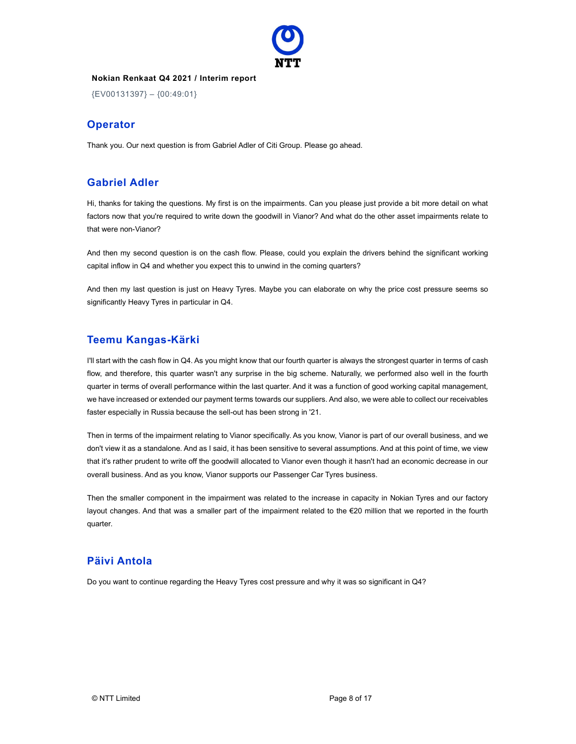## Operator

Thank you. Our next question is from Gabriel Adler of Citi Group. Please go ahead.

## Gabriel Adler

Hi, thanks for taking the questions. My first is on the impairments. Can you please just provide a bit more detail on what factors now that you're required to write down the goodwill in Vianor? And what do the other asset impairments relate to that were non-Vianor?

And then my second question is on the cash flow. Please, could you explain the drivers behind the significant working capital inflow in Q4 and whether you expect this to unwind in the coming quarters?

And then my last question is just on Heavy Tyres. Maybe you can elaborate on why the price cost pressure seems so significantly Heavy Tyres in particular in Q4.

## Teemu Kangas-Kärki

I'll start with the cash flow in Q4. As you might know that our fourth quarter is always the strongest quarter in terms of cash flow, and therefore, this quarter wasn't any surprise in the big scheme. Naturally, we performed also well in the fourth quarter in terms of overall performance within the last quarter. And it was a function of good working capital management, we have increased or extended our payment terms towards our suppliers. And also, we were able to collect our receivables faster especially in Russia because the sell-out has been strong in '21.

Then in terms of the impairment relating to Vianor specifically. As you know, Vianor is part of our overall business, and we don't view it as a standalone. And as I said, it has been sensitive to several assumptions. And at this point of time, we view that it's rather prudent to write off the goodwill allocated to Vianor even though it hasn't had an economic decrease in our overall business. And as you know, Vianor supports our Passenger Car Tyres business.

Then the smaller component in the impairment was related to the increase in capacity in Nokian Tyres and our factory layout changes. And that was a smaller part of the impairment related to the €20 million that we reported in the fourth quarter.

## Päivi Antola

Do you want to continue regarding the Heavy Tyres cost pressure and why it was so significant in Q4?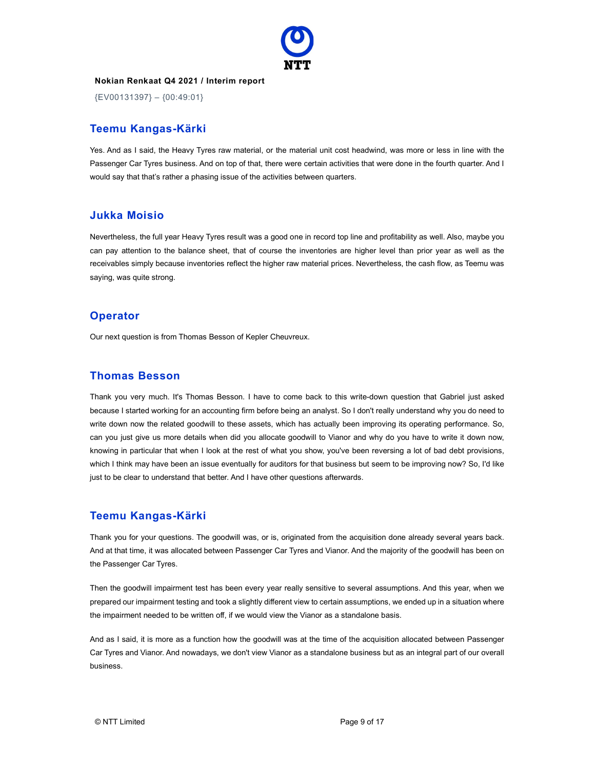## Teemu Kangas-Kärki

Yes. And as I said, the Heavy Tyres raw material, or the material unit cost headwind, was more or less in line with the Passenger Car Tyres business. And on top of that, there were certain activities that were done in the fourth quarter. And I would say that that's rather a phasing issue of the activities between quarters.

## Jukka Moisio

Nevertheless, the full year Heavy Tyres result was a good one in record top line and profitability as well. Also, maybe you can pay attention to the balance sheet, that of course the inventories are higher level than prior year as well as the receivables simply because inventories reflect the higher raw material prices. Nevertheless, the cash flow, as Teemu was saying, was quite strong.

## Operator

Our next question is from Thomas Besson of Kepler Cheuvreux.

## Thomas Besson

Thank you very much. It's Thomas Besson. I have to come back to this write-down question that Gabriel just asked because I started working for an accounting firm before being an analyst. So I don't really understand why you do need to write down now the related goodwill to these assets, which has actually been improving its operating performance. So, can you just give us more details when did you allocate goodwill to Vianor and why do you have to write it down now, knowing in particular that when I look at the rest of what you show, you've been reversing a lot of bad debt provisions, which I think may have been an issue eventually for auditors for that business but seem to be improving now? So, I'd like just to be clear to understand that better. And I have other questions afterwards.

## Teemu Kangas-Kärki

Thank you for your questions. The goodwill was, or is, originated from the acquisition done already several years back. And at that time, it was allocated between Passenger Car Tyres and Vianor. And the majority of the goodwill has been on the Passenger Car Tyres.

Then the goodwill impairment test has been every year really sensitive to several assumptions. And this year, when we prepared our impairment testing and took a slightly different view to certain assumptions, we ended up in a situation where the impairment needed to be written off, if we would view the Vianor as a standalone basis.

And as I said, it is more as a function how the goodwill was at the time of the acquisition allocated between Passenger Car Tyres and Vianor. And nowadays, we don't view Vianor as a standalone business but as an integral part of our overall business.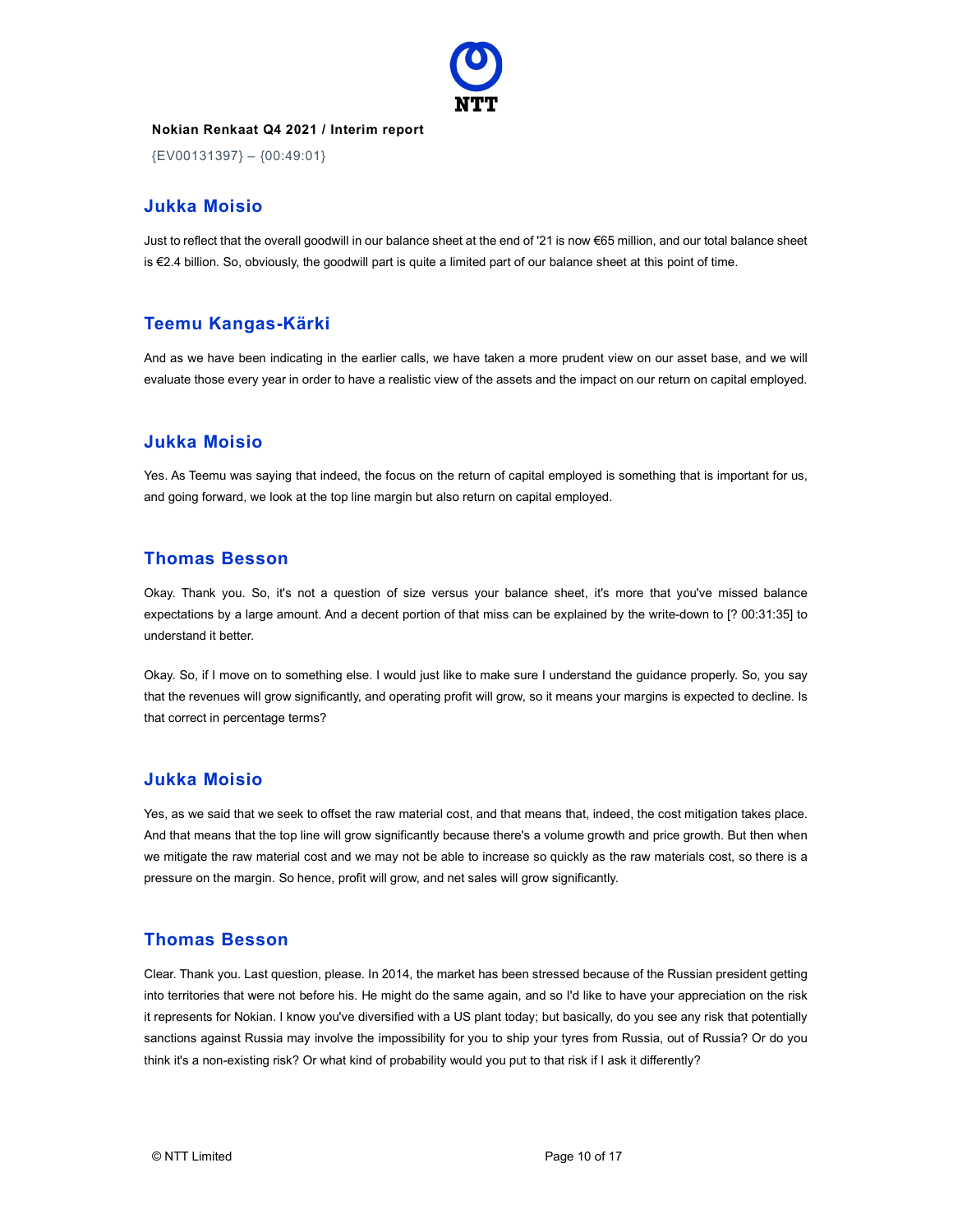## Jukka Moisio

Just to reflect that the overall goodwill in our balance sheet at the end of '21 is now €65 million, and our total balance sheet is €2.4 billion. So, obviously, the goodwill part is quite a limited part of our balance sheet at this point of time.

## Teemu Kangas-Kärki

And as we have been indicating in the earlier calls, we have taken a more prudent view on our asset base, and we will evaluate those every year in order to have a realistic view of the assets and the impact on our return on capital employed.

## Jukka Moisio

Yes. As Teemu was saying that indeed, the focus on the return of capital employed is something that is important for us, and going forward, we look at the top line margin but also return on capital employed.

## Thomas Besson

Okay. Thank you. So, it's not a question of size versus your balance sheet, it's more that you've missed balance expectations by a large amount. And a decent portion of that miss can be explained by the write-down to [? 00:31:35] to understand it better.

Okay. So, if I move on to something else. I would just like to make sure I understand the guidance properly. So, you say that the revenues will grow significantly, and operating profit will grow, so it means your margins is expected to decline. Is that correct in percentage terms?

## Jukka Moisio

Yes, as we said that we seek to offset the raw material cost, and that means that, indeed, the cost mitigation takes place. And that means that the top line will grow significantly because there's a volume growth and price growth. But then when we mitigate the raw material cost and we may not be able to increase so quickly as the raw materials cost, so there is a pressure on the margin. So hence, profit will grow, and net sales will grow significantly.

## Thomas Besson

Clear. Thank you. Last question, please. In 2014, the market has been stressed because of the Russian president getting into territories that were not before his. He might do the same again, and so I'd like to have your appreciation on the risk it represents for Nokian. I know you've diversified with a US plant today; but basically, do you see any risk that potentially sanctions against Russia may involve the impossibility for you to ship your tyres from Russia, out of Russia? Or do you think it's a non-existing risk? Or what kind of probability would you put to that risk if I ask it differently?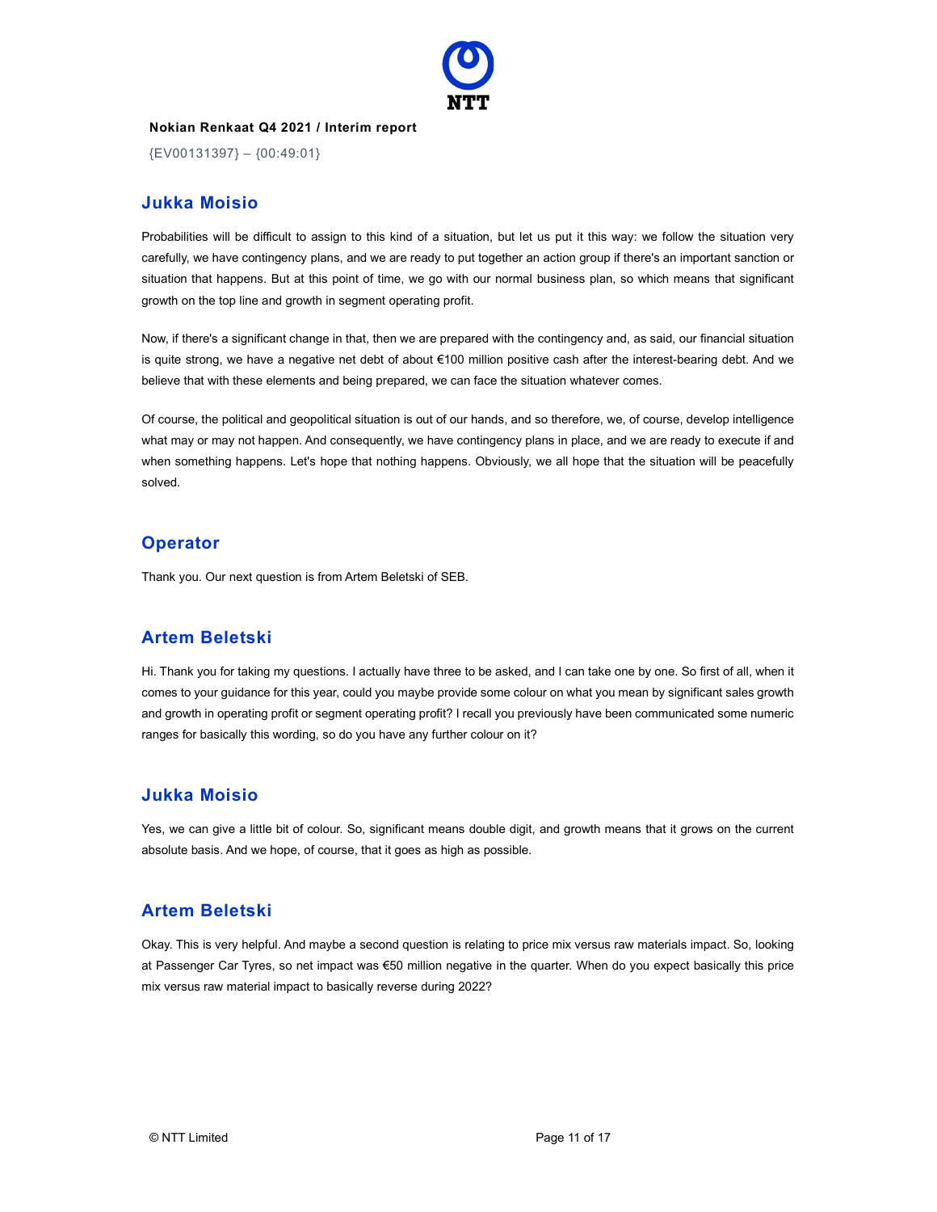## Jukka Moisio

Probabilities will be difficult to assign to this kind of a situation, but let us put it this way: we follow the situation very carefully, we have contingency plans, and we are ready to put together an action group if there's an important sanction or situation that happens. But at this point of time, we go with our normal business plan, so which means that significant growth on the top line and growth in segment operating profit.

Now, if there's a significant change in that, then we are prepared with the contingency and, as said, our financial situation is quite strong, we have a negative net debt of about €100 million positive cash after the interest-bearing debt. And we believe that with these elements and being prepared, we can face the situation whatever comes.

Of course, the political and geopolitical situation is out of our hands, and so therefore, we, of course, develop intelligence what may or may not happen. And consequently, we have contingency plans in place, and we are ready to execute if and when something happens. Let's hope that nothing happens. Obviously, we all hope that the situation will be peacefully solved.

## Operator

Thank you. Our next question is from Artem Beletski of SEB.

## Artem Beletski

Hi. Thank you for taking my questions. I actually have three to be asked, and I can take one by one. So first of all, when it comes to your guidance for this year, could you maybe provide some colour on what you mean by significant sales growth and growth in operating profit or segment operating profit? I recall you previously have been communicated some numeric ranges for basically this wording, so do you have any further colour on it?

## Jukka Moisio

Yes, we can give a little bit of colour. So, significant means double digit, and growth means that it grows on the current absolute basis. And we hope, of course, that it goes as high as possible.

## Artem Beletski

Okay. This is very helpful. And maybe a second question is relating to price mix versus raw materials impact. So, looking at Passenger Car Tyres, so net impact was €50 million negative in the quarter. When do you expect basically this price mix versus raw material impact to basically reverse during 2022?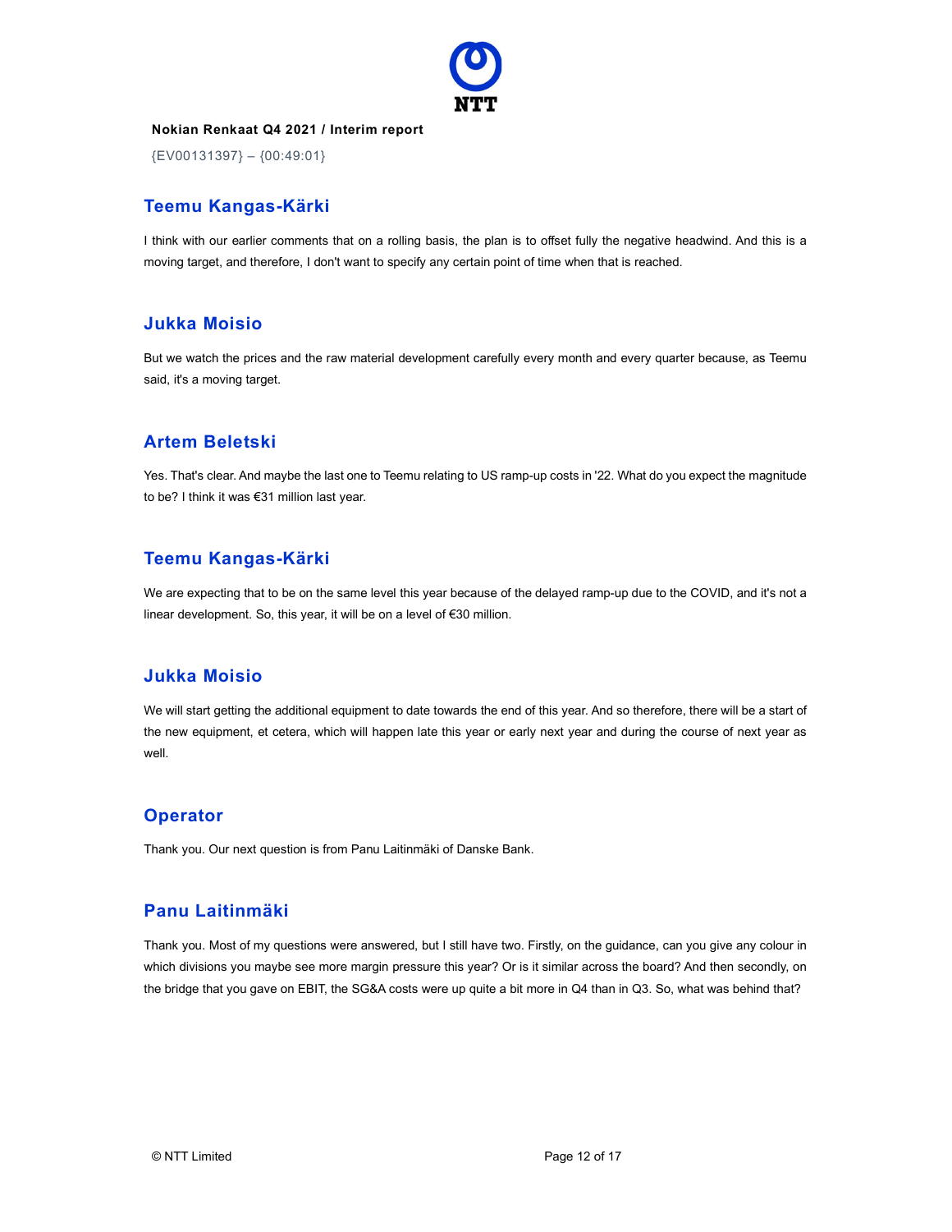### Teemu Kangas-Kärki

I think with our earlier comments that on a rolling basis, the plan is to offset fully the negative headwind. And this is a moving target, and therefore, I don't want to specify any certain point of time when that is reached.

### Jukka Moisio

But we watch the prices and the raw material development carefully every month and every quarter because, as Teemu said, it's a moving target.

### Artem Beletski

Yes. That's clear. And maybe the last one to Teemu relating to US ramp-up costs in '22. What do you expect the magnitude to be? I think it was €31 million last year.

### Teemu Kangas-Kärki

We are expecting that to be on the same level this year because of the delayed ramp-up due to the COVID, and it's not a linear development. So, this year, it will be on a level of €30 million.

### Jukka Moisio

We will start getting the additional equipment to date towards the end of this year. And so therefore, there will be a start of the new equipment, et cetera, which will happen late this year or early next year and during the course of next year as well.

### Operator

Thank you. Our next question is from Panu Laitinmäki of Danske Bank.

### Panu Laitinmäki

Thank you. Most of my questions were answered, but I still have two. Firstly, on the guidance, can you give any colour in which divisions you maybe see more margin pressure this year? Or is it similar across the board? And then secondly, on the bridge that you gave on EBIT, the SG&A costs were up quite a bit more in Q4 than in Q3. So, what was behind that?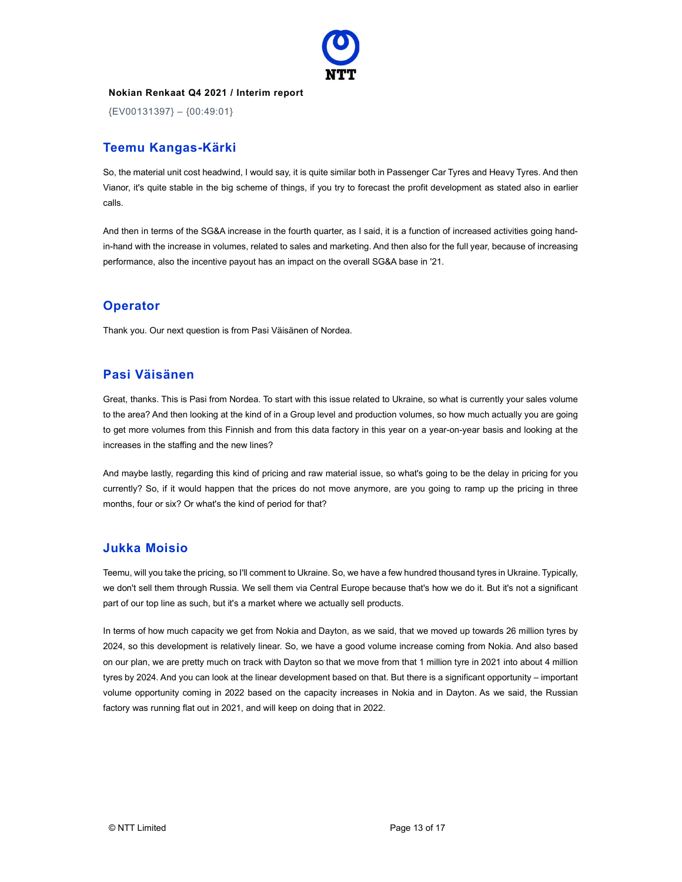## Teemu Kangas-Kärki

So, the material unit cost headwind, I would say, it is quite similar both in Passenger Car Tyres and Heavy Tyres. And then Vianor, it's quite stable in the big scheme of things, if you try to forecast the profit development as stated also in earlier calls.

And then in terms of the SG&A increase in the fourth quarter, as I said, it is a function of increased activities going hand-in-hand with the increase in volumes, related to sales and marketing. And then also for the full year, because of increasing performance, also the incentive payout has an impact on the overall SG&A base in '21.

## Operator

Thank you. Our next question is from Pasi Väisänen of Nordea.

## Pasi Väisänen

Great, thanks. This is Pasi from Nordea. To start with this issue related to Ukraine, so what is currently your sales volume to the area? And then looking at the kind of in a Group level and production volumes, so how much actually you are going to get more volumes from this Finnish and from this data factory in this year on a year-on-year basis and looking at the increases in the staffing and the new lines?

And maybe lastly, regarding this kind of pricing and raw material issue, so what's going to be the delay in pricing for you currently? So, if it would happen that the prices do not move anymore, are you going to ramp up the pricing in three months, four or six? Or what's the kind of period for that?

## Jukka Moisio

Teemu, will you take the pricing, so I'll comment to Ukraine. So, we have a few hundred thousand tyres in Ukraine. Typically, we don't sell them through Russia. We sell them via Central Europe because that's how we do it. But it's not a significant part of our top line as such, but it's a market where we actually sell products.

In terms of how much capacity we get from Nokia and Dayton, as we said, that we moved up towards 26 million tyres by 2024, so this development is relatively linear. So, we have a good volume increase coming from Nokia. And also based on our plan, we are pretty much on track with Dayton so that we move from that 1 million tyre in 2021 into about 4 million tyres by 2024. And you can look at the linear development based on that. But there is a significant opportunity – important volume opportunity coming in 2022 based on the capacity increases in Nokia and in Dayton. As we said, the Russian factory was running flat out in 2021, and will keep on doing that in 2022.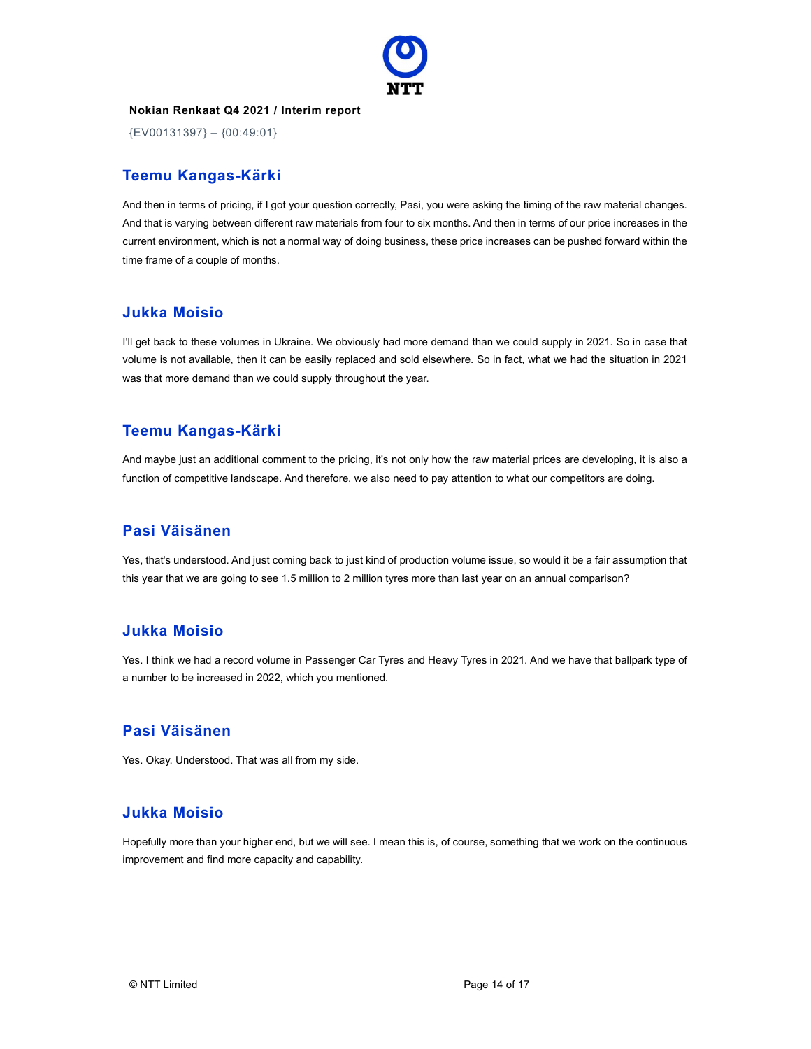## Teemu Kangas-Kärki

And then in terms of pricing, if I got your question correctly, Pasi, you were asking the timing of the raw material changes. And that is varying between different raw materials from four to six months. And then in terms of our price increases in the current environment, which is not a normal way of doing business, these price increases can be pushed forward within the time frame of a couple of months.

## Jukka Moisio

I'll get back to these volumes in Ukraine. We obviously had more demand than we could supply in 2021. So in case that volume is not available, then it can be easily replaced and sold elsewhere. So in fact, what we had the situation in 2021 was that more demand than we could supply throughout the year.

## Teemu Kangas-Kärki

And maybe just an additional comment to the pricing, it's not only how the raw material prices are developing, it is also a function of competitive landscape. And therefore, we also need to pay attention to what our competitors are doing.

## Pasi Väisänen

Yes, that's understood. And just coming back to just kind of production volume issue, so would it be a fair assumption that this year that we are going to see 1.5 million to 2 million tyres more than last year on an annual comparison?

## Jukka Moisio

Yes. I think we had a record volume in Passenger Car Tyres and Heavy Tyres in 2021. And we have that ballpark type of a number to be increased in 2022, which you mentioned.

## Pasi Väisänen

Yes. Okay. Understood. That was all from my side.

## Jukka Moisio

Hopefully more than your higher end, but we will see. I mean this is, of course, something that we work on the continuous improvement and find more capacity and capability.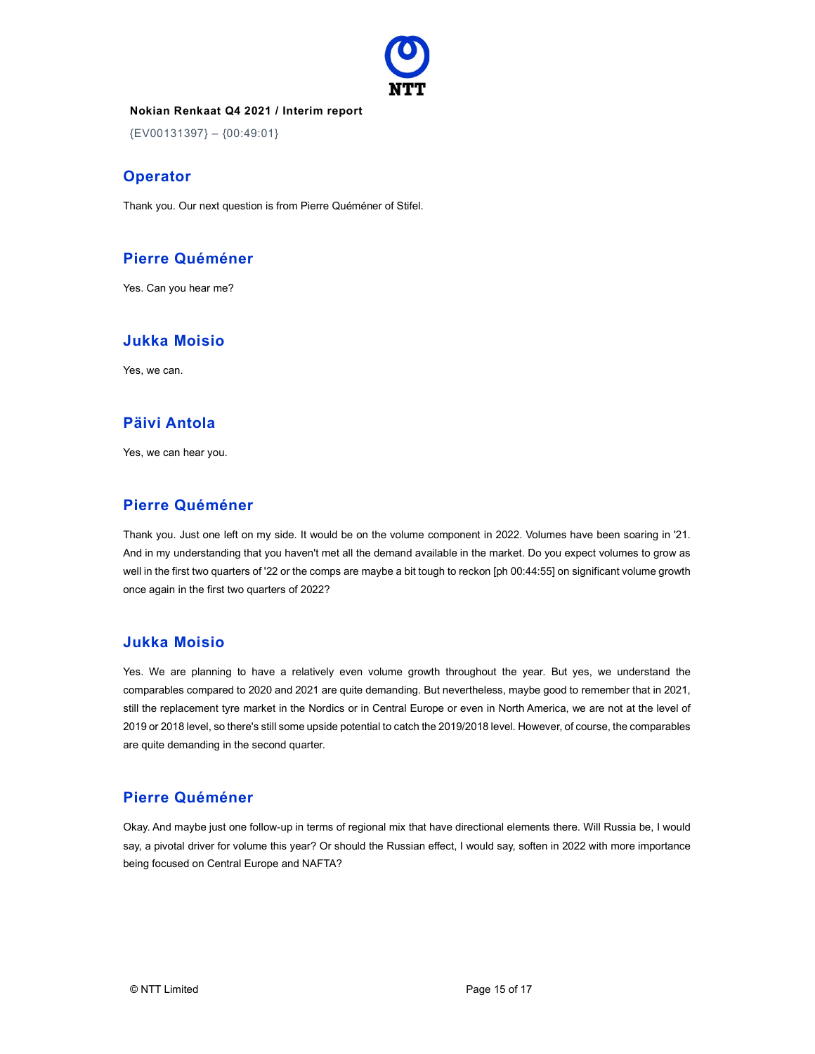**Nokian Renkaat Q4 2021 / Interim report**

{EV00131397} – {00:49:01}

## Operator

Thank you. Our next question is from Pierre Quéméner of Stifel.

## Pierre Quéméner

Yes. Can you hear me?

## Jukka Moisio

Yes, we can.

## Päivi Antola

Yes, we can hear you.

## Pierre Quéméner

Thank you. Just one left on my side. It would be on the volume component in 2022. Volumes have been soaring in '21. And in my understanding that you haven't met all the demand available in the market. Do you expect volumes to grow as well in the first two quarters of '22 or the comps are maybe a bit tough to reckon [ph 00:44:55] on significant volume growth once again in the first two quarters of 2022?

## Jukka Moisio

Yes. We are planning to have a relatively even volume growth throughout the year. But yes, we understand the comparables compared to 2020 and 2021 are quite demanding. But nevertheless, maybe good to remember that in 2021, still the replacement tyre market in the Nordics or in Central Europe or even in North America, we are not at the level of 2019 or 2018 level, so there's still some upside potential to catch the 2019/2018 level. However, of course, the comparables are quite demanding in the second quarter.

## Pierre Quéméner

Okay. And maybe just one follow-up in terms of regional mix that have directional elements there. Will Russia be, I would say, a pivotal driver for volume this year? Or should the Russian effect, I would say, soften in 2022 with more importance being focused on Central Europe and NAFTA?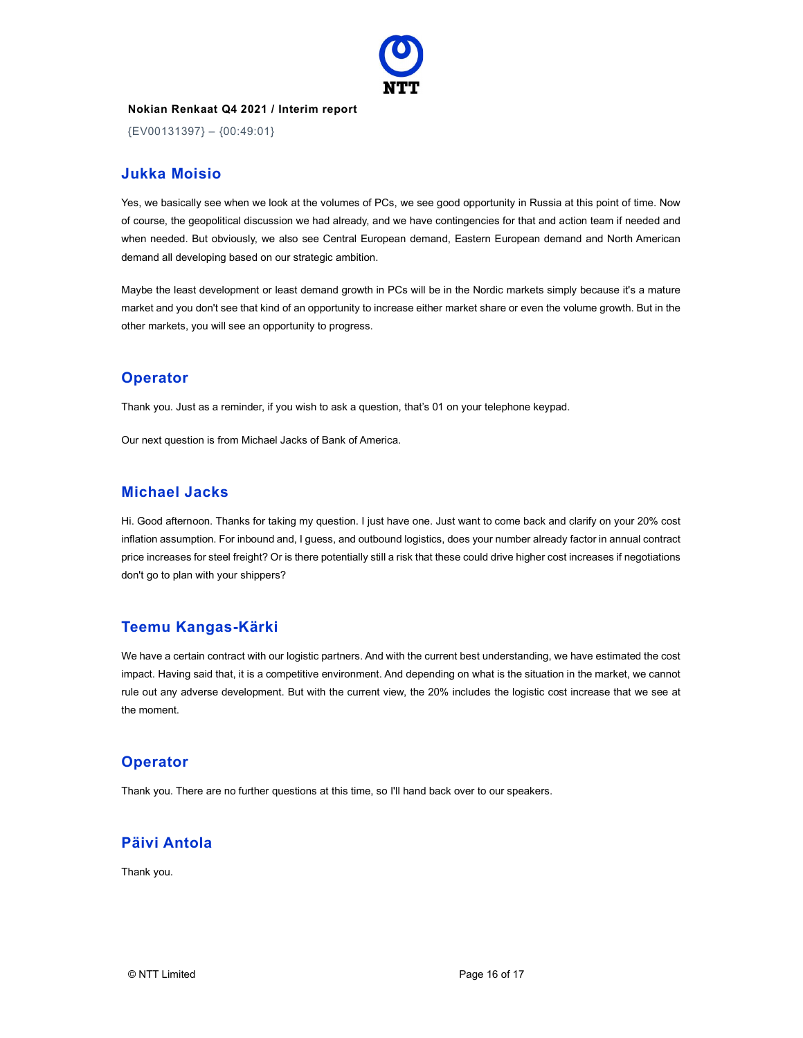## Jukka Moisio

Yes, we basically see when we look at the volumes of PCs, we see good opportunity in Russia at this point of time. Now of course, the geopolitical discussion we had already, and we have contingencies for that and action team if needed and when needed. But obviously, we also see Central European demand, Eastern European demand and North American demand all developing based on our strategic ambition.

Maybe the least development or least demand growth in PCs will be in the Nordic markets simply because it's a mature market and you don't see that kind of an opportunity to increase either market share or even the volume growth. But in the other markets, you will see an opportunity to progress.

## Operator

Thank you. Just as a reminder, if you wish to ask a question, that's 01 on your telephone keypad.

Our next question is from Michael Jacks of Bank of America.

## Michael Jacks

Hi. Good afternoon. Thanks for taking my question. I just have one. Just want to come back and clarify on your 20% cost inflation assumption. For inbound and, I guess, and outbound logistics, does your number already factor in annual contract price increases for steel freight? Or is there potentially still a risk that these could drive higher cost increases if negotiations don't go to plan with your shippers?

## Teemu Kangas-Kärki

We have a certain contract with our logistic partners. And with the current best understanding, we have estimated the cost impact. Having said that, it is a competitive environment. And depending on what is the situation in the market, we cannot rule out any adverse development. But with the current view, the 20% includes the logistic cost increase that we see at the moment.

## Operator

Thank you. There are no further questions at this time, so I'll hand back over to our speakers.

## Päivi Antola

Thank you.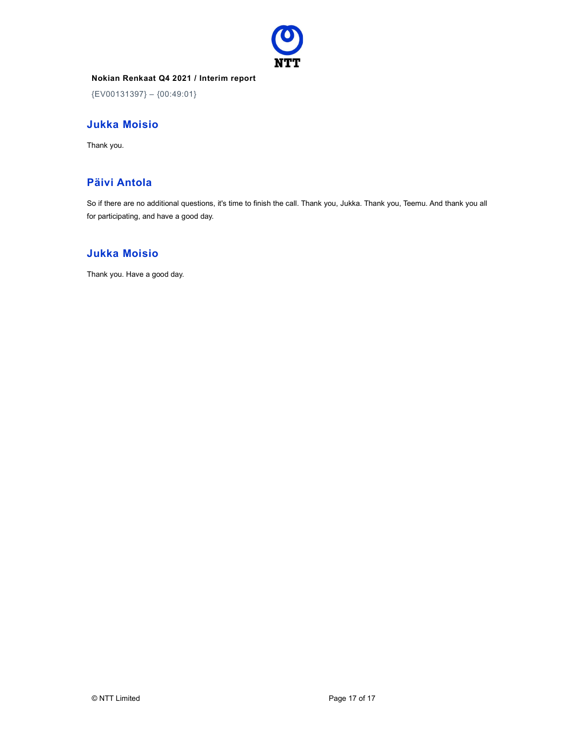## Jukka Moisio

Thank you.

## Päivi Antola

So if there are no additional questions, it's time to finish the call. Thank you, Jukka. Thank you, Teemu. And thank you all for participating, and have a good day.

## Jukka Moisio

Thank you. Have a good day.